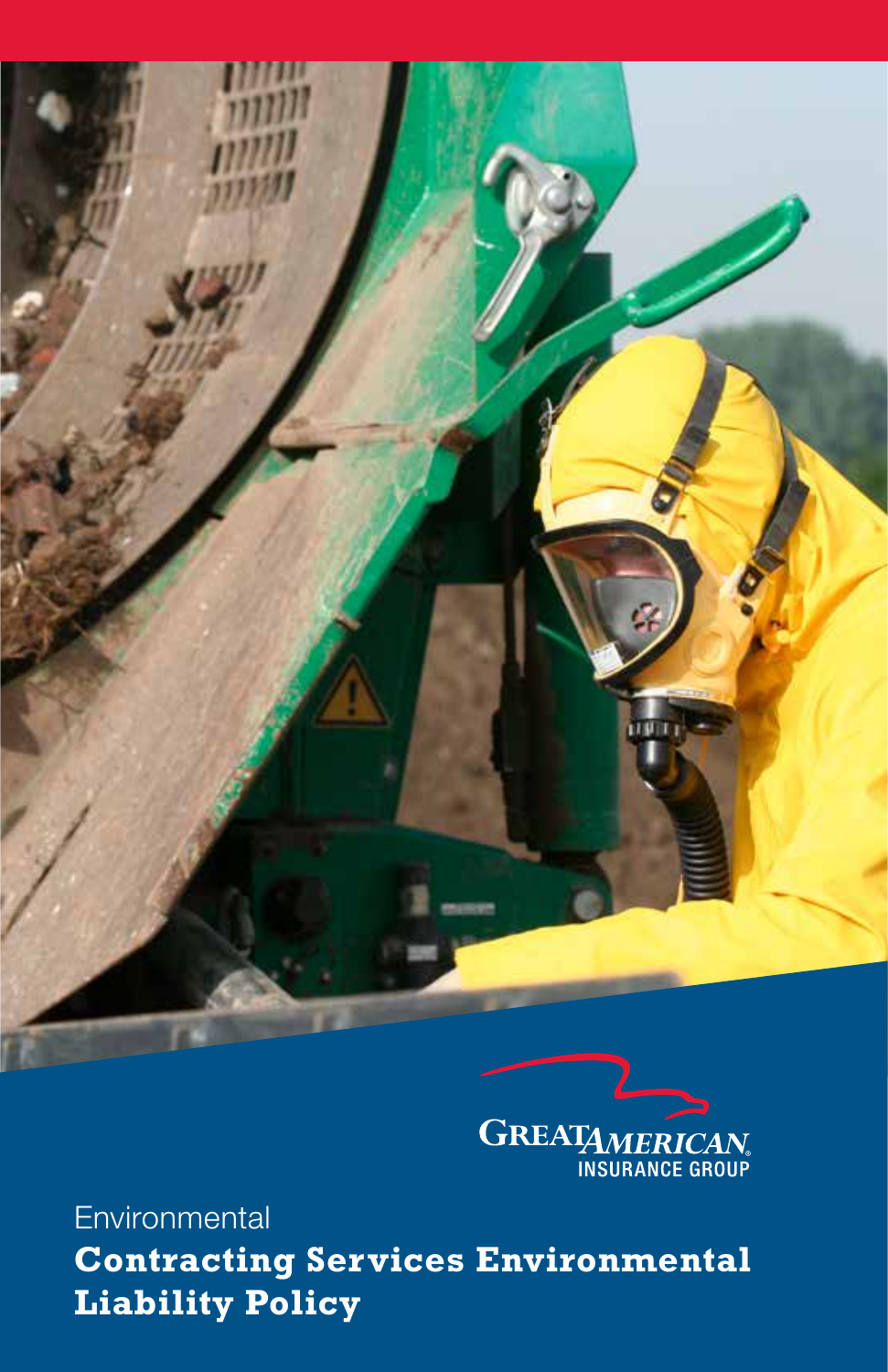GREAT AMERICAN INSURANCE GROUP

Environmental

# Contracting Services Environmental Liability Policy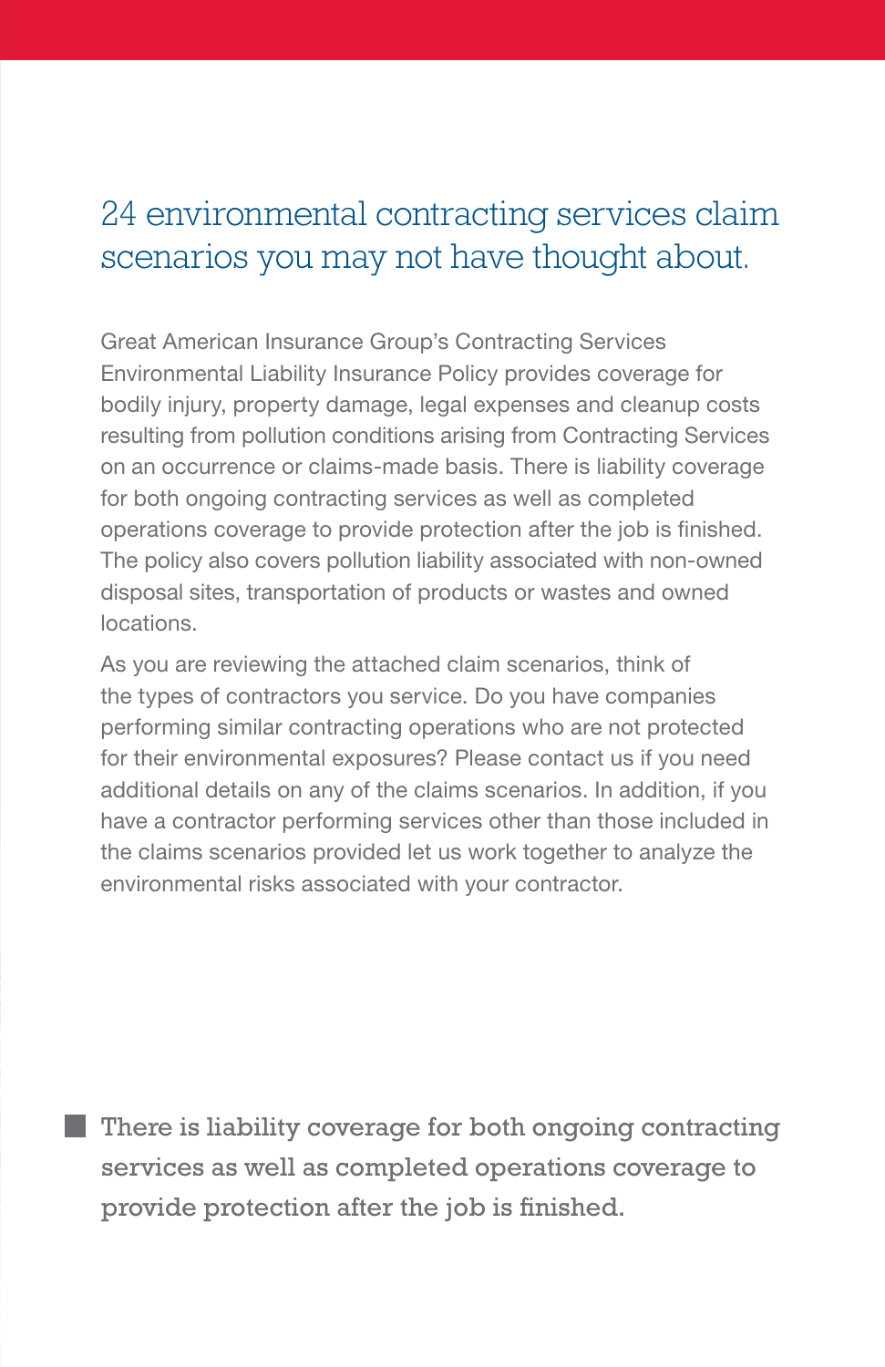# 24 environmental contracting services claim scenarios you may not have thought about.

Great American Insurance Group's Contracting Services Environmental Liability Insurance Policy provides coverage for bodily injury, property damage, legal expenses and cleanup costs resulting from pollution conditions arising from Contracting Services on an occurrence or claims-made basis. There is liability coverage for both ongoing contracting services as well as completed operations coverage to provide protection after the job is finished. The policy also covers pollution liability associated with non-owned disposal sites, transportation of products or wastes and owned locations.

As you are reviewing the attached claim scenarios, think of the types of contractors you service. Do you have companies performing similar contracting operations who are not protected for their environmental exposures? Please contact us if you need additional details on any of the claims scenarios. In addition, if you have a contractor performing services other than those included in the claims scenarios provided let us work together to analyze the environmental risks associated with your contractor.

> There is liability coverage for both ongoing contracting services as well as completed operations coverage to provide protection after the job is finished.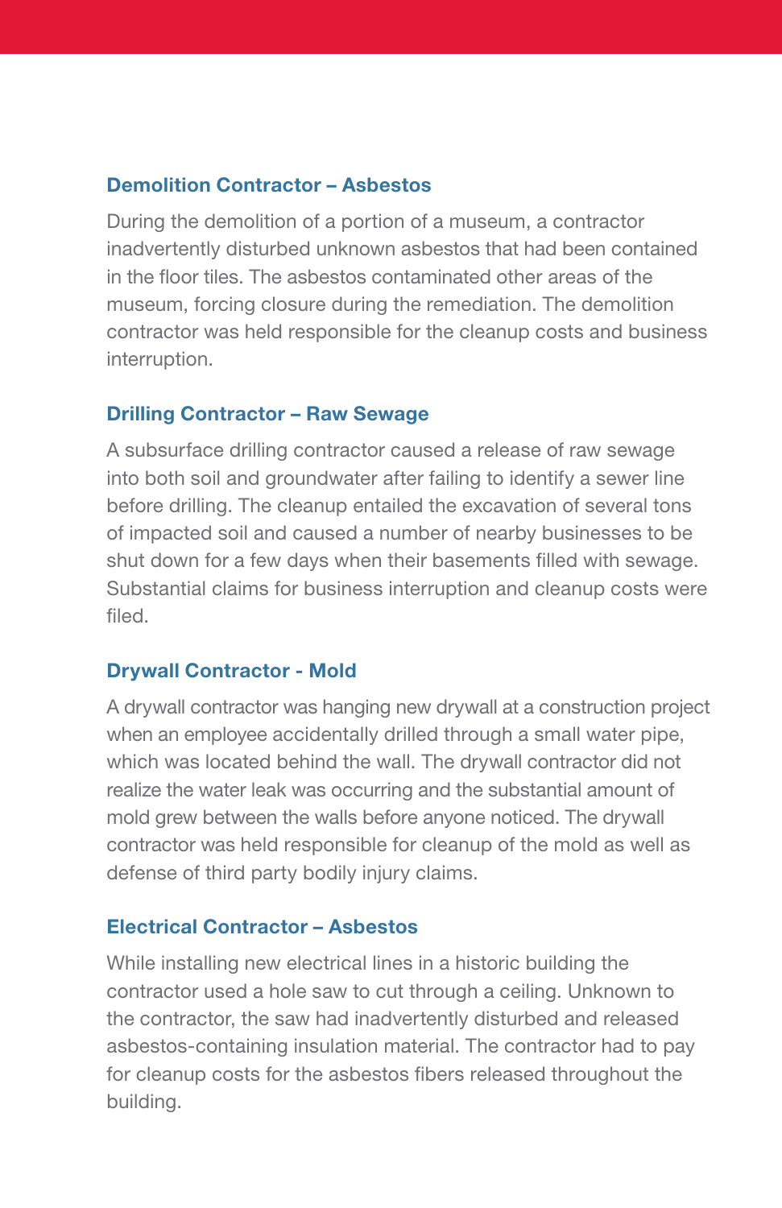### Demolition Contractor – Asbestos

During the demolition of a portion of a museum, a contractor inadvertently disturbed unknown asbestos that had been contained in the floor tiles. The asbestos contaminated other areas of the museum, forcing closure during the remediation. The demolition contractor was held responsible for the cleanup costs and business interruption.

### Drilling Contractor – Raw Sewage

A subsurface drilling contractor caused a release of raw sewage into both soil and groundwater after failing to identify a sewer line before drilling. The cleanup entailed the excavation of several tons of impacted soil and caused a number of nearby businesses to be shut down for a few days when their basements filled with sewage. Substantial claims for business interruption and cleanup costs were filed.

### Drywall Contractor - Mold

A drywall contractor was hanging new drywall at a construction project when an employee accidentally drilled through a small water pipe, which was located behind the wall. The drywall contractor did not realize the water leak was occurring and the substantial amount of mold grew between the walls before anyone noticed. The drywall contractor was held responsible for cleanup of the mold as well as defense of third party bodily injury claims.

### Electrical Contractor – Asbestos

While installing new electrical lines in a historic building the contractor used a hole saw to cut through a ceiling. Unknown to the contractor, the saw had inadvertently disturbed and released asbestos-containing insulation material. The contractor had to pay for cleanup costs for the asbestos fibers released throughout the building.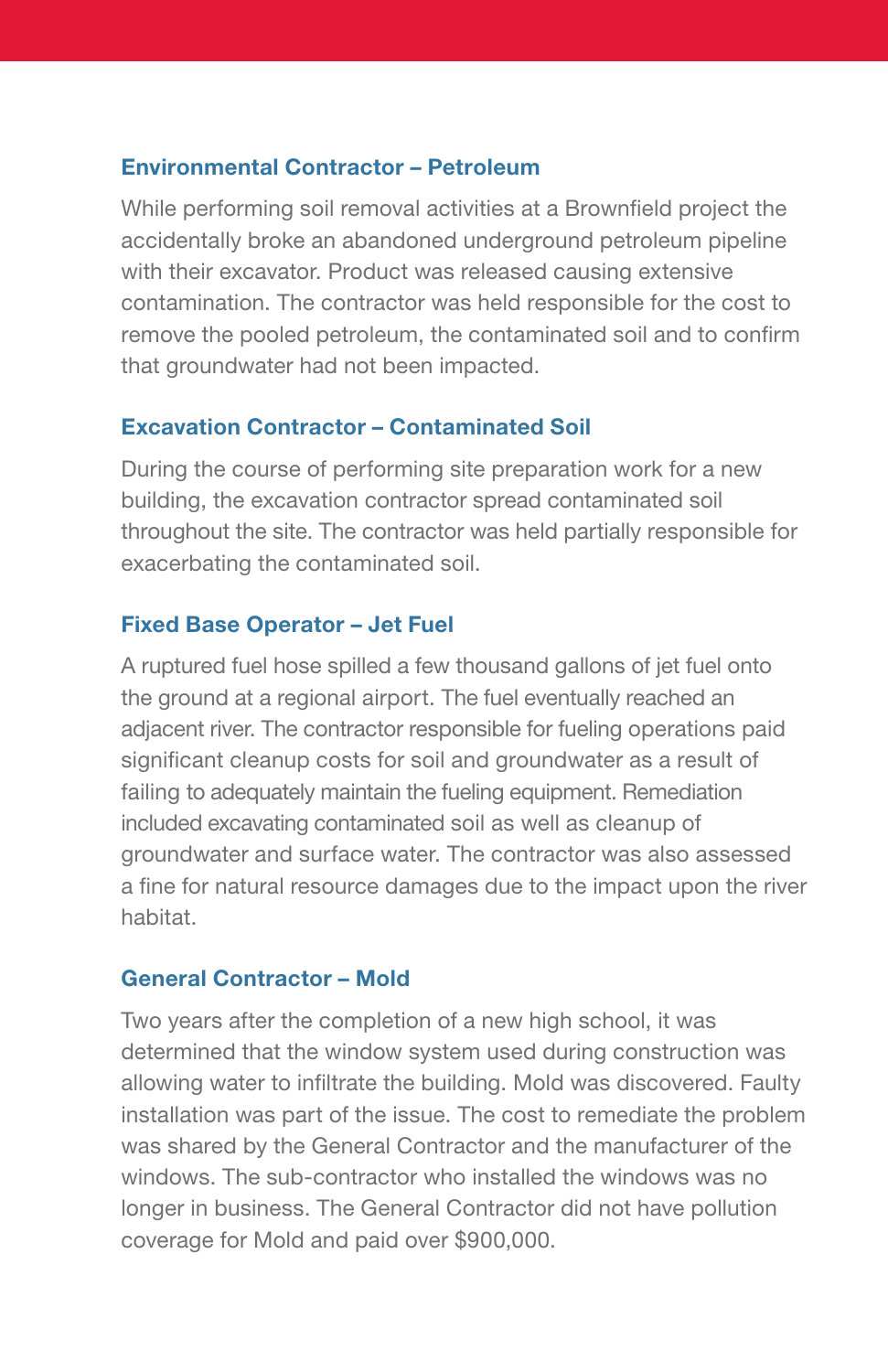### Environmental Contractor – Petroleum

While performing soil removal activities at a Brownfield project the accidentally broke an abandoned underground petroleum pipeline with their excavator. Product was released causing extensive contamination. The contractor was held responsible for the cost to remove the pooled petroleum, the contaminated soil and to confirm that groundwater had not been impacted.

### Excavation Contractor – Contaminated Soil

During the course of performing site preparation work for a new building, the excavation contractor spread contaminated soil throughout the site. The contractor was held partially responsible for exacerbating the contaminated soil.

### Fixed Base Operator – Jet Fuel

A ruptured fuel hose spilled a few thousand gallons of jet fuel onto the ground at a regional airport. The fuel eventually reached an adjacent river. The contractor responsible for fueling operations paid significant cleanup costs for soil and groundwater as a result of failing to adequately maintain the fueling equipment. Remediation included excavating contaminated soil as well as cleanup of groundwater and surface water. The contractor was also assessed a fine for natural resource damages due to the impact upon the river habitat.

### General Contractor – Mold

Two years after the completion of a new high school, it was determined that the window system used during construction was allowing water to infiltrate the building. Mold was discovered. Faulty installation was part of the issue. The cost to remediate the problem was shared by the General Contractor and the manufacturer of the windows. The sub-contractor who installed the windows was no longer in business. The General Contractor did not have pollution coverage for Mold and paid over $900,000.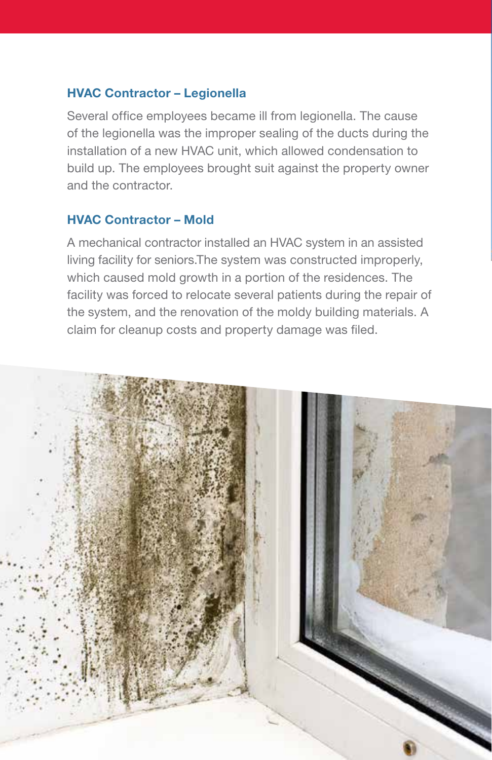### HVAC Contractor – Legionella

Several office employees became ill from legionella. The cause of the legionella was the improper sealing of the ducts during the installation of a new HVAC unit, which allowed condensation to build up. The employees brought suit against the property owner and the contractor.

### HVAC Contractor – Mold

A mechanical contractor installed an HVAC system in an assisted living facility for seniors.The system was constructed improperly, which caused mold growth in a portion of the residences. The facility was forced to relocate several patients during the repair of the system, and the renovation of the moldy building materials. A claim for cleanup costs and property damage was filed.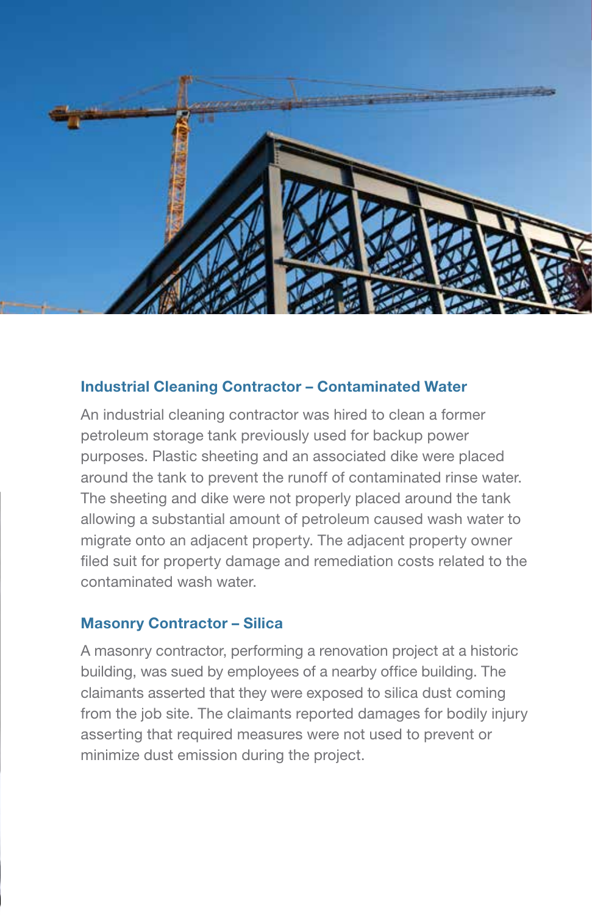### Industrial Cleaning Contractor – Contaminated Water

An industrial cleaning contractor was hired to clean a former petroleum storage tank previously used for backup power purposes. Plastic sheeting and an associated dike were placed around the tank to prevent the runoff of contaminated rinse water. The sheeting and dike were not properly placed around the tank allowing a substantial amount of petroleum caused wash water to migrate onto an adjacent property. The adjacent property owner filed suit for property damage and remediation costs related to the contaminated wash water.

### Masonry Contractor – Silica

A masonry contractor, performing a renovation project at a historic building, was sued by employees of a nearby office building. The claimants asserted that they were exposed to silica dust coming from the job site. The claimants reported damages for bodily injury asserting that required measures were not used to prevent or minimize dust emission during the project.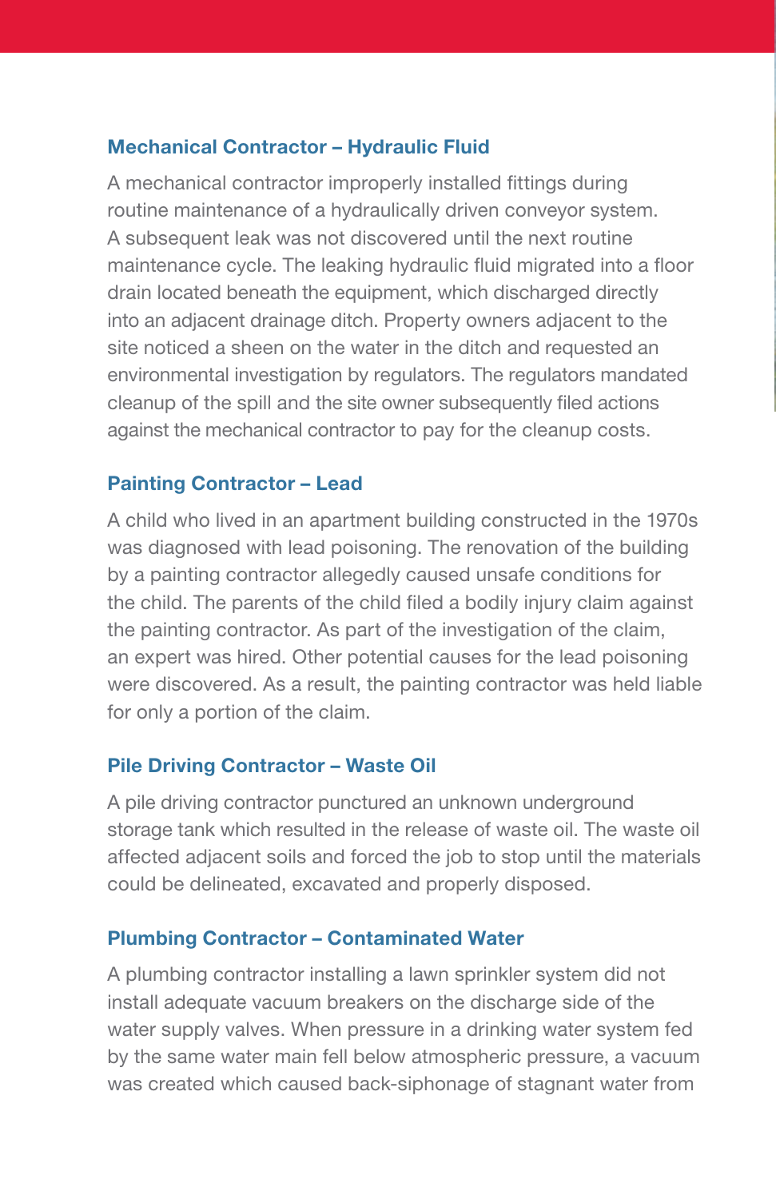### Mechanical Contractor – Hydraulic Fluid

A mechanical contractor improperly installed fittings during routine maintenance of a hydraulically driven conveyor system. A subsequent leak was not discovered until the next routine maintenance cycle. The leaking hydraulic fluid migrated into a floor drain located beneath the equipment, which discharged directly into an adjacent drainage ditch. Property owners adjacent to the site noticed a sheen on the water in the ditch and requested an environmental investigation by regulators. The regulators mandated cleanup of the spill and the site owner subsequently filed actions against the mechanical contractor to pay for the cleanup costs.

### Painting Contractor – Lead

A child who lived in an apartment building constructed in the 1970s was diagnosed with lead poisoning. The renovation of the building by a painting contractor allegedly caused unsafe conditions for the child. The parents of the child filed a bodily injury claim against the painting contractor. As part of the investigation of the claim, an expert was hired. Other potential causes for the lead poisoning were discovered. As a result, the painting contractor was held liable for only a portion of the claim.

### Pile Driving Contractor – Waste Oil

A pile driving contractor punctured an unknown underground storage tank which resulted in the release of waste oil. The waste oil affected adjacent soils and forced the job to stop until the materials could be delineated, excavated and properly disposed.

### Plumbing Contractor – Contaminated Water

A plumbing contractor installing a lawn sprinkler system did not install adequate vacuum breakers on the discharge side of the water supply valves. When pressure in a drinking water system fed by the same water main fell below atmospheric pressure, a vacuum was created which caused back-siphonage of stagnant water from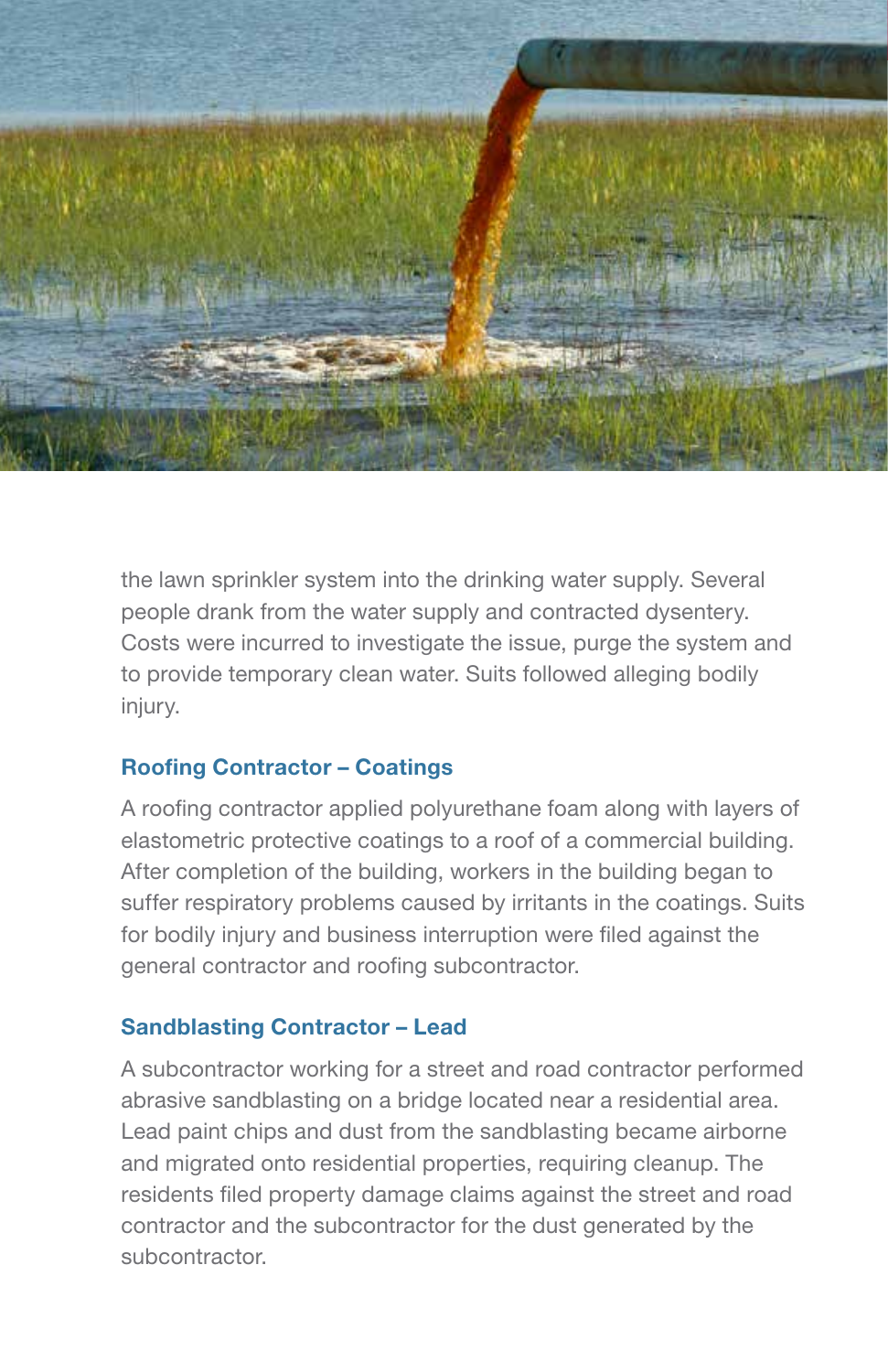the lawn sprinkler system into the drinking water supply. Several people drank from the water supply and contracted dysentery. Costs were incurred to investigate the issue, purge the system and to provide temporary clean water. Suits followed alleging bodily injury.

### Roofing Contractor – Coatings

A roofing contractor applied polyurethane foam along with layers of elastometric protective coatings to a roof of a commercial building. After completion of the building, workers in the building began to suffer respiratory problems caused by irritants in the coatings. Suits for bodily injury and business interruption were filed against the general contractor and roofing subcontractor.

### Sandblasting Contractor – Lead

A subcontractor working for a street and road contractor performed abrasive sandblasting on a bridge located near a residential area. Lead paint chips and dust from the sandblasting became airborne and migrated onto residential properties, requiring cleanup. The residents filed property damage claims against the street and road contractor and the subcontractor for the dust generated by the subcontractor.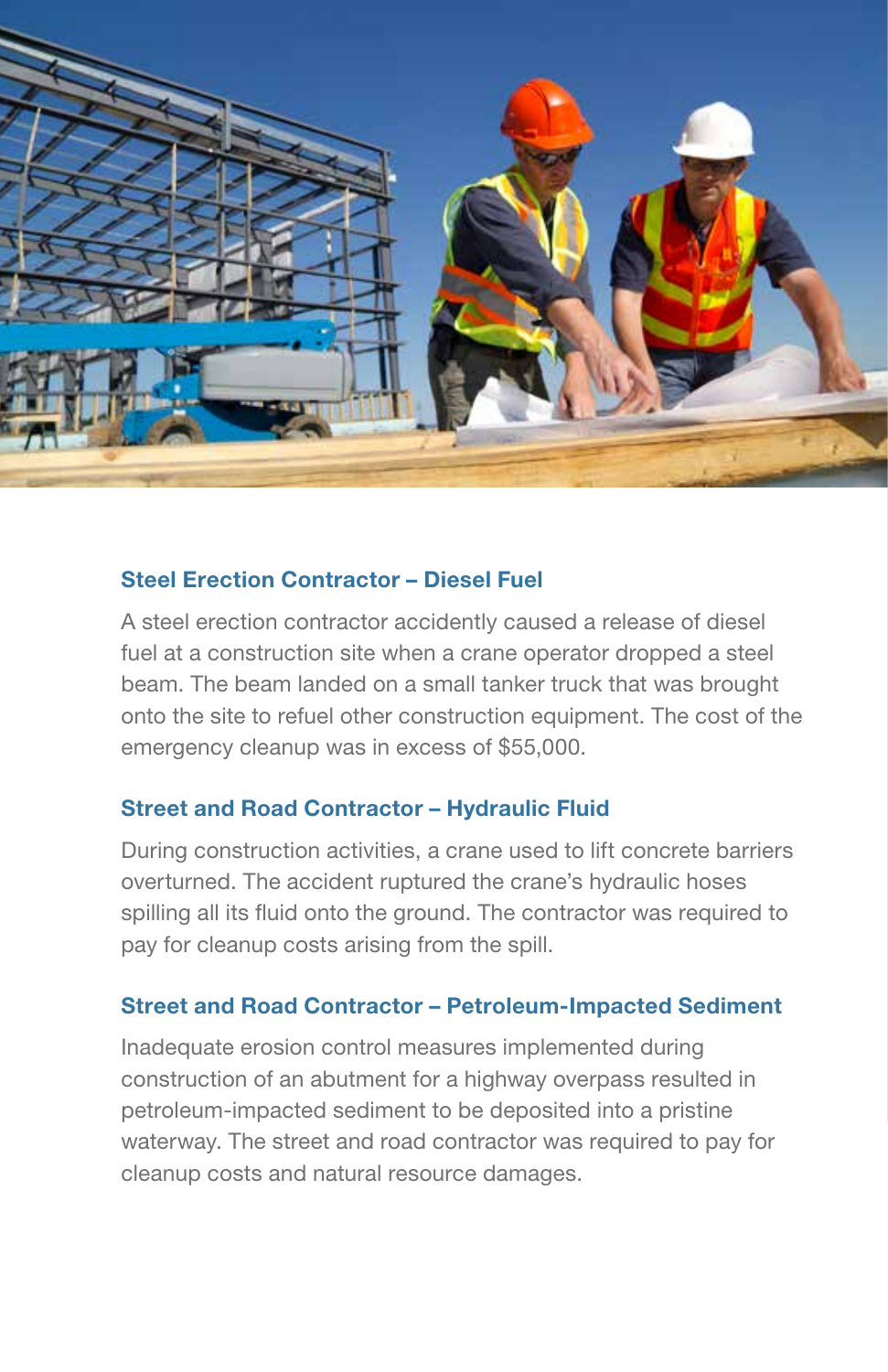### Steel Erection Contractor – Diesel Fuel

A steel erection contractor accidently caused a release of diesel fuel at a construction site when a crane operator dropped a steel beam. The beam landed on a small tanker truck that was brought onto the site to refuel other construction equipment. The cost of the emergency cleanup was in excess of $55,000.

### Street and Road Contractor – Hydraulic Fluid

During construction activities, a crane used to lift concrete barriers overturned. The accident ruptured the crane's hydraulic hoses spilling all its fluid onto the ground. The contractor was required to pay for cleanup costs arising from the spill.

### Street and Road Contractor – Petroleum-Impacted Sediment

Inadequate erosion control measures implemented during construction of an abutment for a highway overpass resulted in petroleum-impacted sediment to be deposited into a pristine waterway. The street and road contractor was required to pay for cleanup costs and natural resource damages.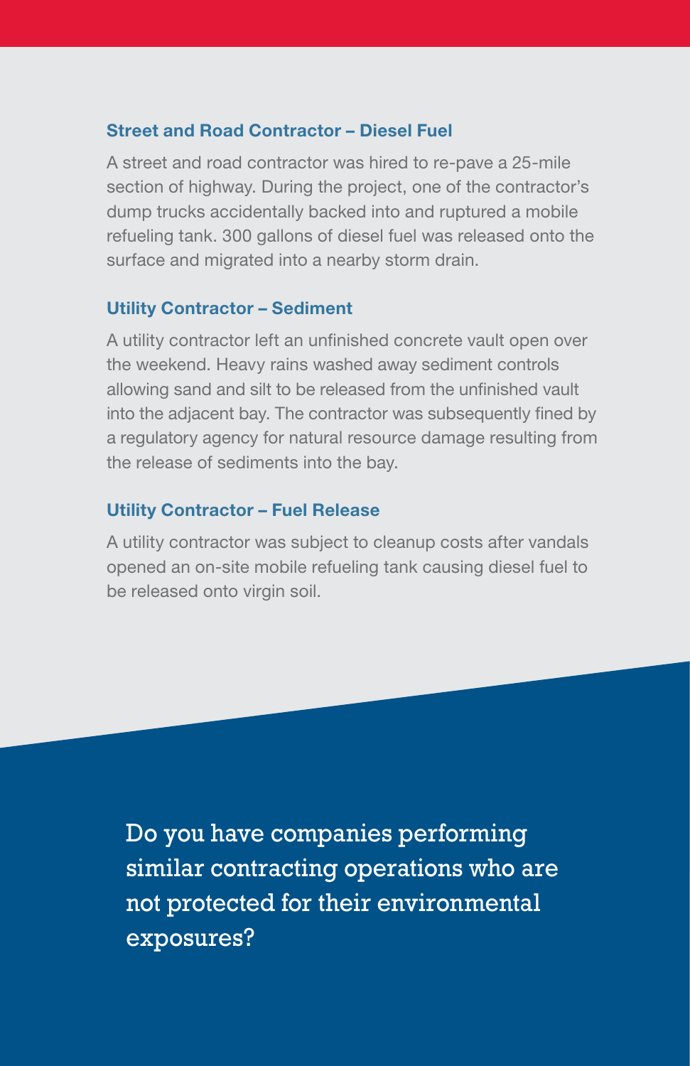### Street and Road Contractor – Diesel Fuel

A street and road contractor was hired to re-pave a 25-mile section of highway. During the project, one of the contractor's dump trucks accidentally backed into and ruptured a mobile refueling tank. 300 gallons of diesel fuel was released onto the surface and migrated into a nearby storm drain.

### Utility Contractor – Sediment

A utility contractor left an unfinished concrete vault open over the weekend. Heavy rains washed away sediment controls allowing sand and silt to be released from the unfinished vault into the adjacent bay. The contractor was subsequently fined by a regulatory agency for natural resource damage resulting from the release of sediments into the bay.

### Utility Contractor – Fuel Release

A utility contractor was subject to cleanup costs after vandals opened an on-site mobile refueling tank causing diesel fuel to be released onto virgin soil.

Do you have companies performing similar contracting operations who are not protected for their environmental exposures?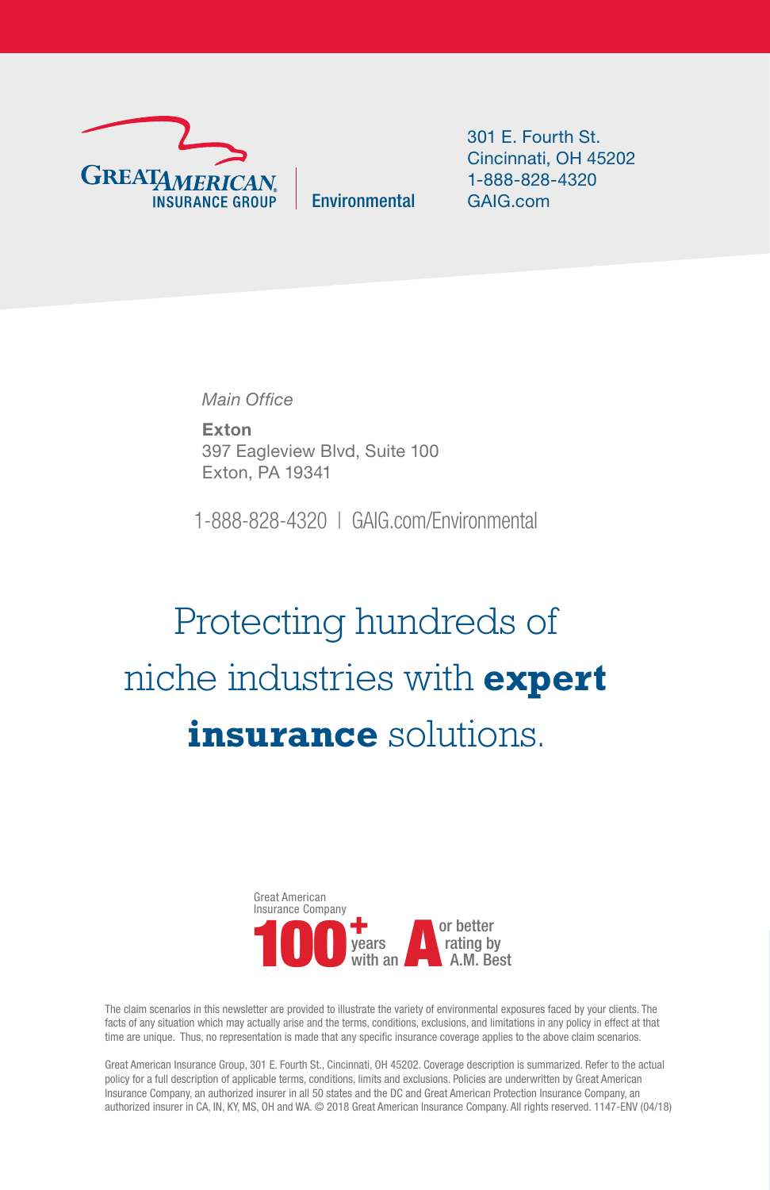GREAT AMERICAN INSURANCE GROUP | Environmental

301 E. Fourth St.
Cincinnati, OH 45202
1-888-828-4320
GAIG.com

*Main Office*

**Exton**
397 Eagleview Blvd, Suite 100
Exton, PA 19341

1-888-828-4320 | GAIG.com/Environmental

# Protecting hundreds of niche industries with **expert insurance** solutions.

Great American Insurance Company
100+ years with an A or better rating by A.M. Best

The claim scenarios in this newsletter are provided to illustrate the variety of environmental exposures faced by your clients. The facts of any situation which may actually arise and the terms, conditions, exclusions, and limitations in any policy in effect at that time are unique. Thus, no representation is made that any specific insurance coverage applies to the above claim scenarios.

Great American Insurance Group, 301 E. Fourth St., Cincinnati, OH 45202. Coverage description is summarized. Refer to the actual policy for a full description of applicable terms, conditions, limits and exclusions. Policies are underwritten by Great American Insurance Company, an authorized insurer in all 50 states and the DC and Great American Protection Insurance Company, an authorized insurer in CA, IN, KY, MS, OH and WA. © 2018 Great American Insurance Company. All rights reserved. 1147-ENV (04/18)